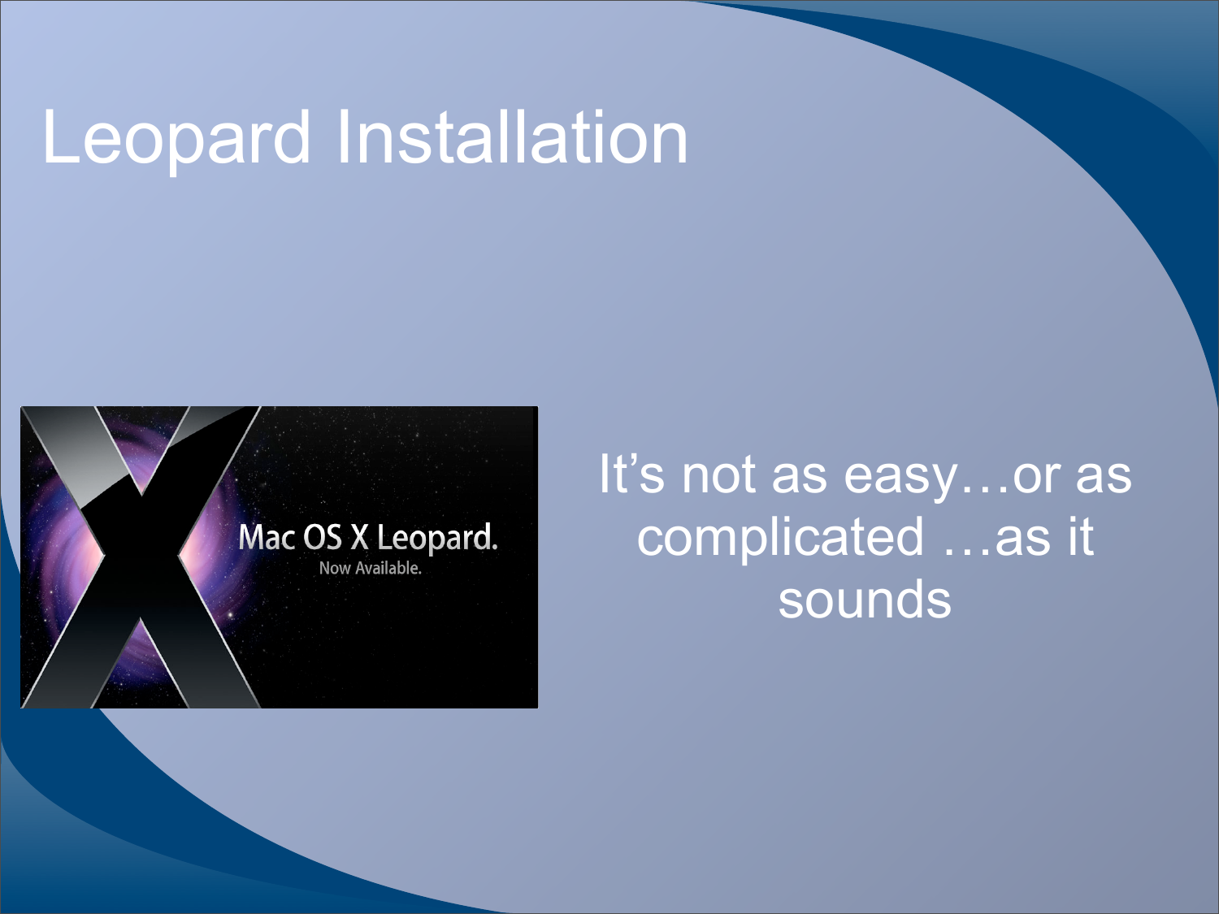# Leopard Installation

It's not as easy…or as complicated …as it sounds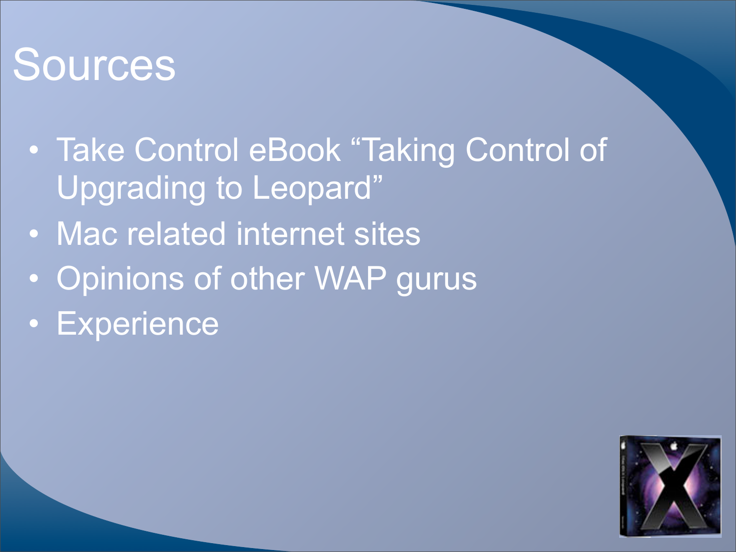# Sources

- Take Control eBook "Taking Control of Upgrading to Leopard"
- Mac related internet sites
- Opinions of other WAP gurus
- Experience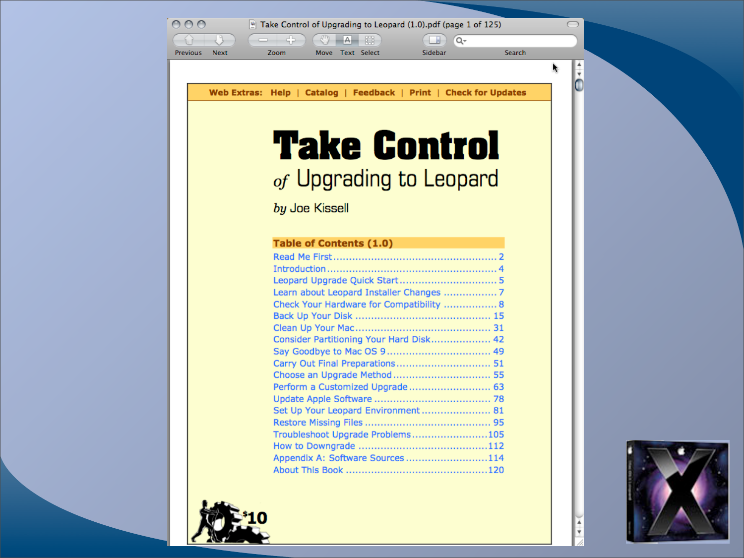Take Control of Upgrading to Leopard (1.0).pdf (page 1 of 125)

Web Extras: Help | Catalog | Feedback | Print | Check for Updates

# Take Control

## *of* Upgrading to Leopard

*by* Joe Kissell

### Table of Contents (1.0)

- Read Me First .......... 2
- Introduction .......... 4
- Leopard Upgrade Quick Start .......... 5
- Learn about Leopard Installer Changes .......... 7
- Check Your Hardware for Compatibility .......... 8
- Back Up Your Disk .......... 15
- Clean Up Your Mac .......... 31
- Consider Partitioning Your Hard Disk .......... 42
- Say Goodbye to Mac OS 9 .......... 49
- Carry Out Final Preparations .......... 51
- Choose an Upgrade Method .......... 55
- Perform a Customized Upgrade .......... 63
- Update Apple Software .......... 78
- Set Up Your Leopard Environment .......... 81
- Restore Missing Files .......... 95
- Troubleshoot Upgrade Problems .......... 105
- How to Downgrade .......... 112
- Appendix A: Software Sources .......... 114
- About This Book .......... 120

$10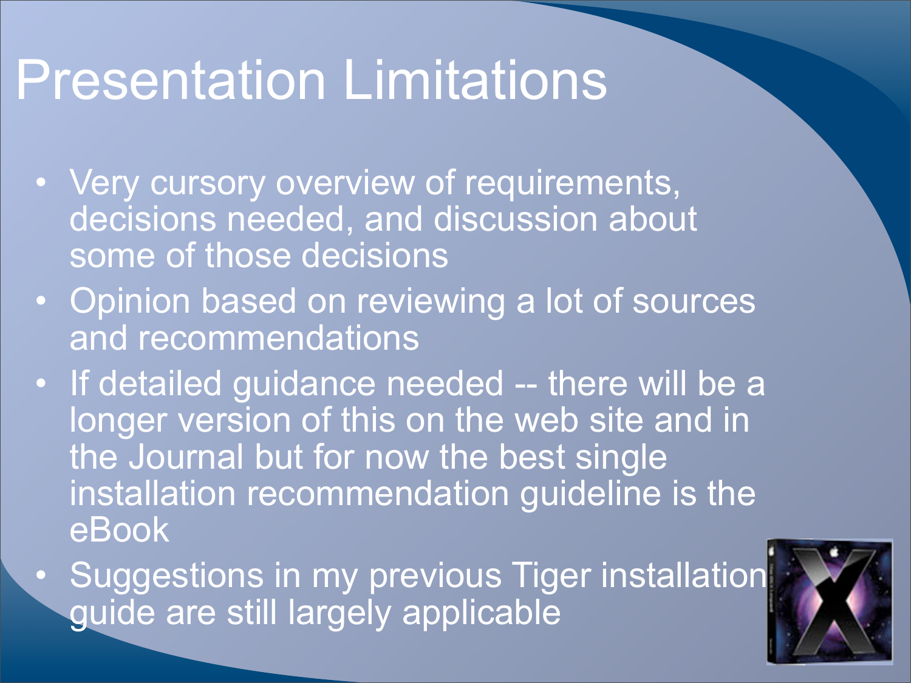# Presentation Limitations

- Very cursory overview of requirements, decisions needed, and discussion about some of those decisions
- Opinion based on reviewing a lot of sources and recommendations
- If detailed guidance needed -- there will be a longer version of this on the web site and in the Journal but for now the best single installation recommendation guideline is the eBook
- Suggestions in my previous Tiger installation guide are still largely applicable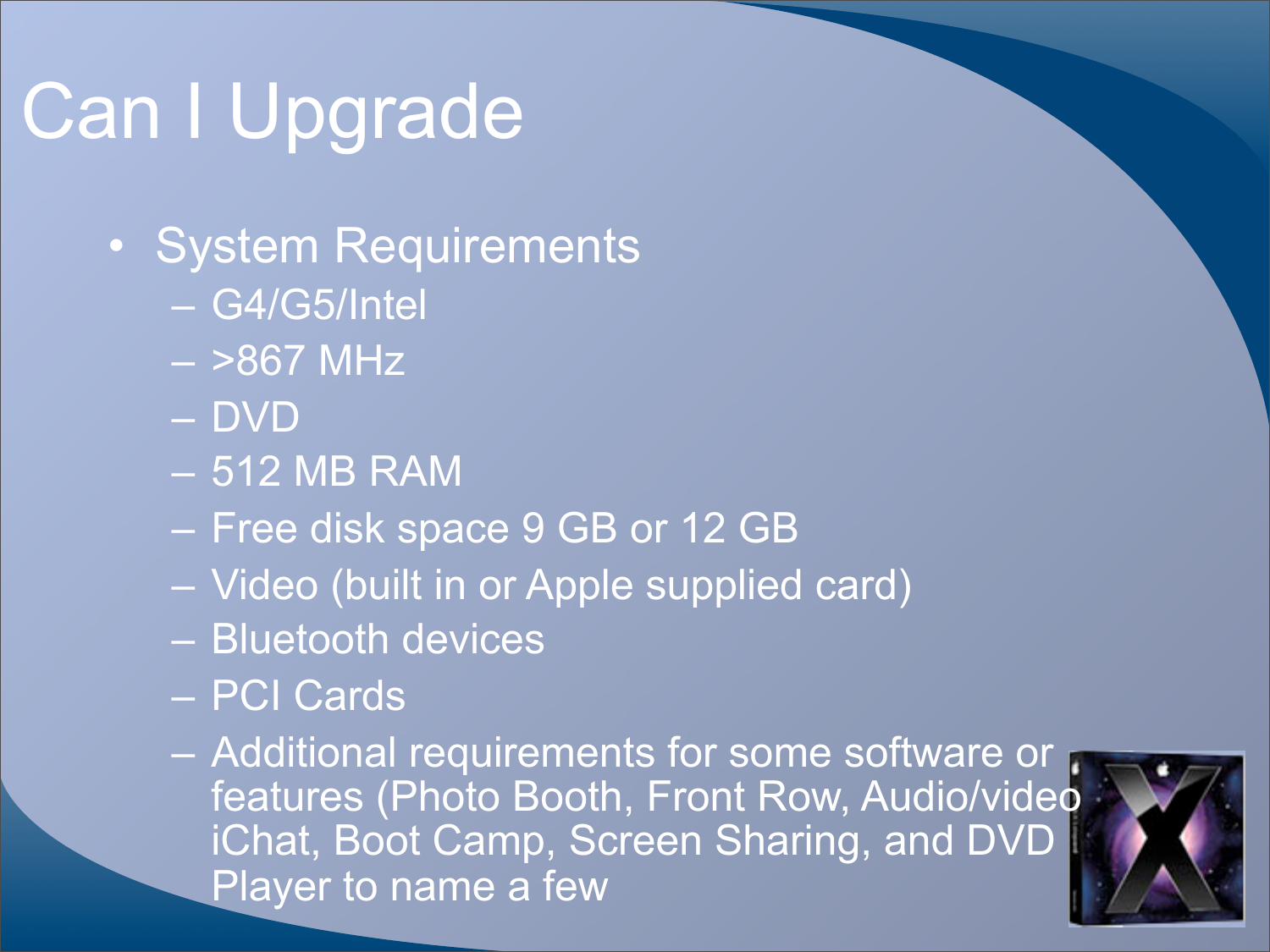# Can I Upgrade

- System Requirements
  - G4/G5/Intel
  - >867 MHz
  - DVD
  - 512 MB RAM
  - Free disk space 9 GB or 12 GB
  - Video (built in or Apple supplied card)
  - Bluetooth devices
  - PCI Cards
  - Additional requirements for some software or features (Photo Booth, Front Row, Audio/video iChat, Boot Camp, Screen Sharing, and DVD Player to name a few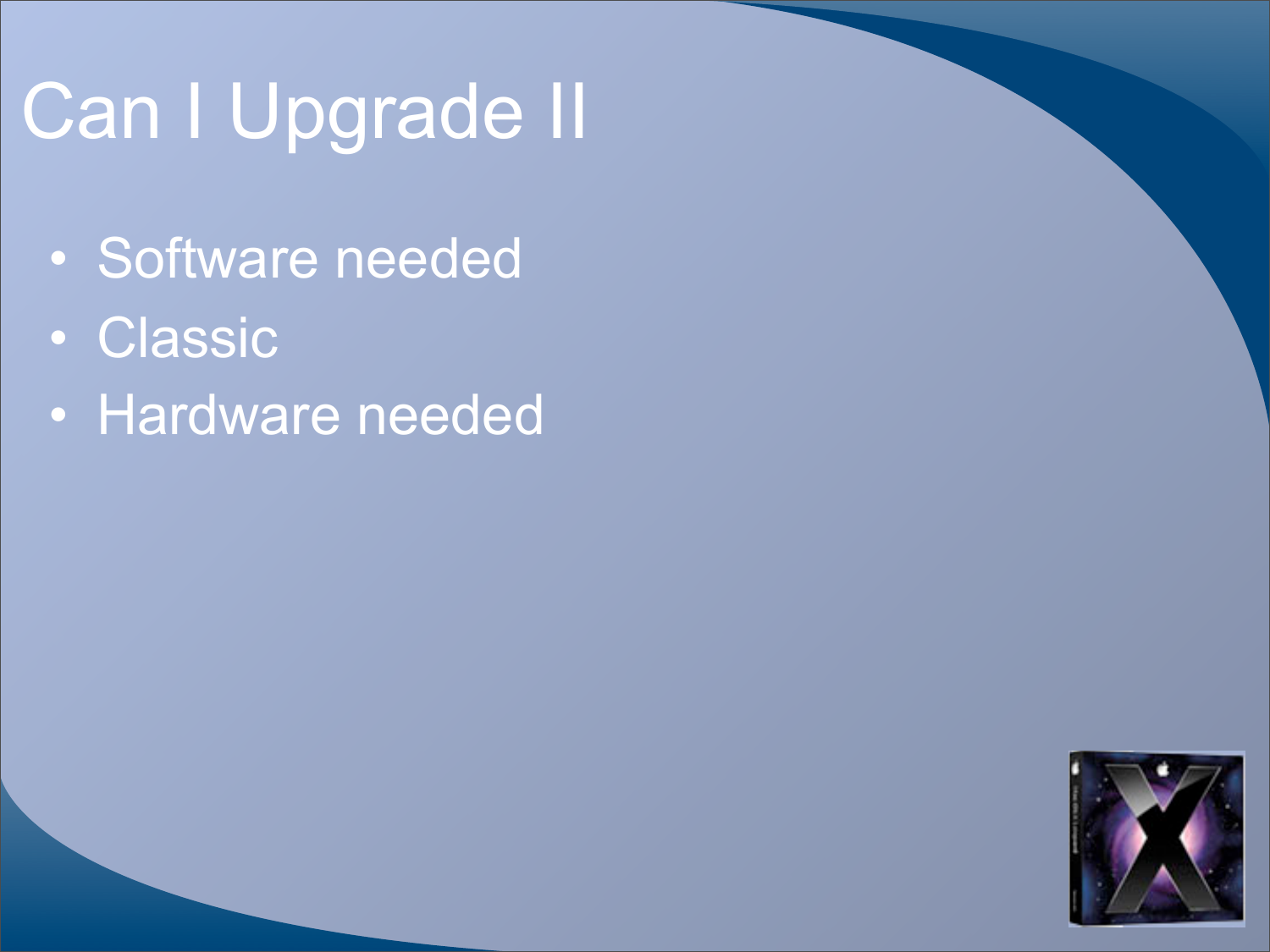# Can I Upgrade II

- Software needed
- Classic
- Hardware needed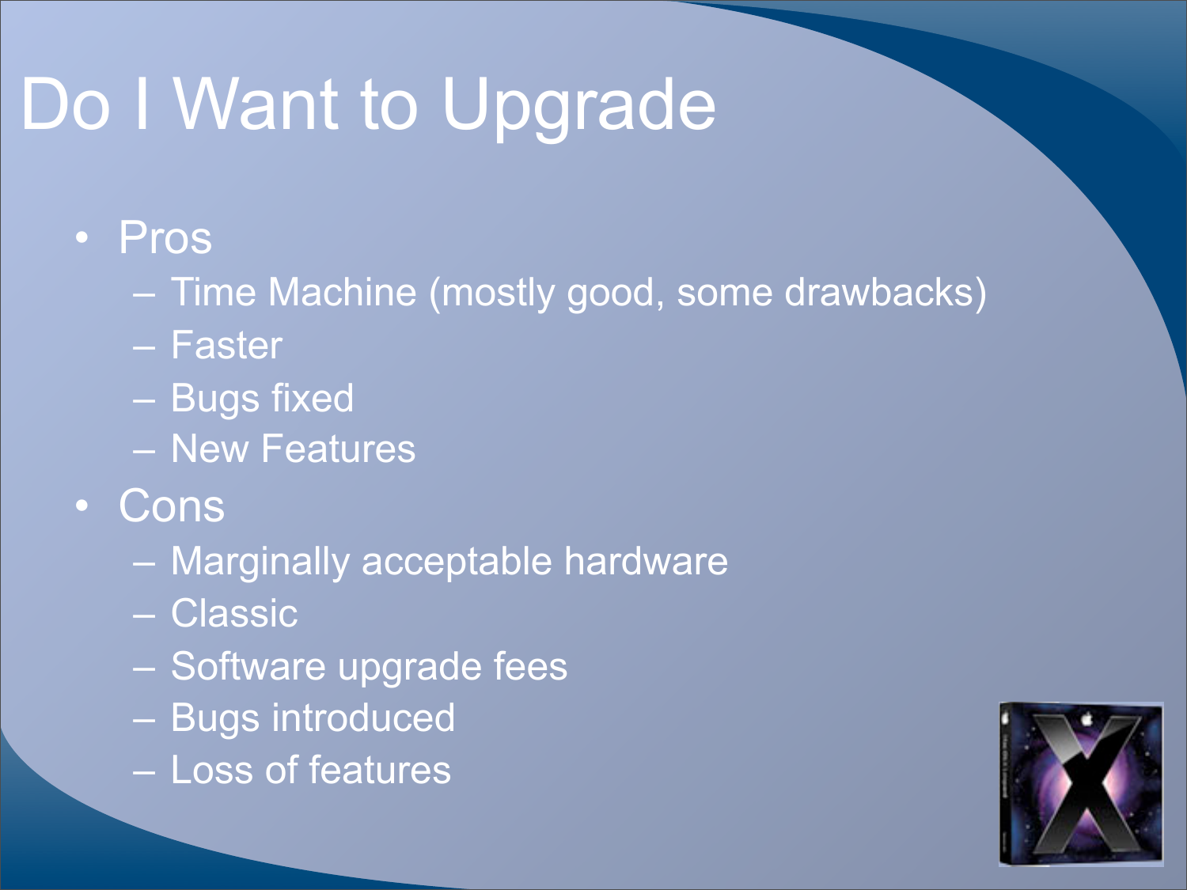# Do I Want to Upgrade

- Pros
  - Time Machine (mostly good, some drawbacks)
  - Faster
  - Bugs fixed
  - New Features
- Cons
  - Marginally acceptable hardware
  - Classic
  - Software upgrade fees
  - Bugs introduced
  - Loss of features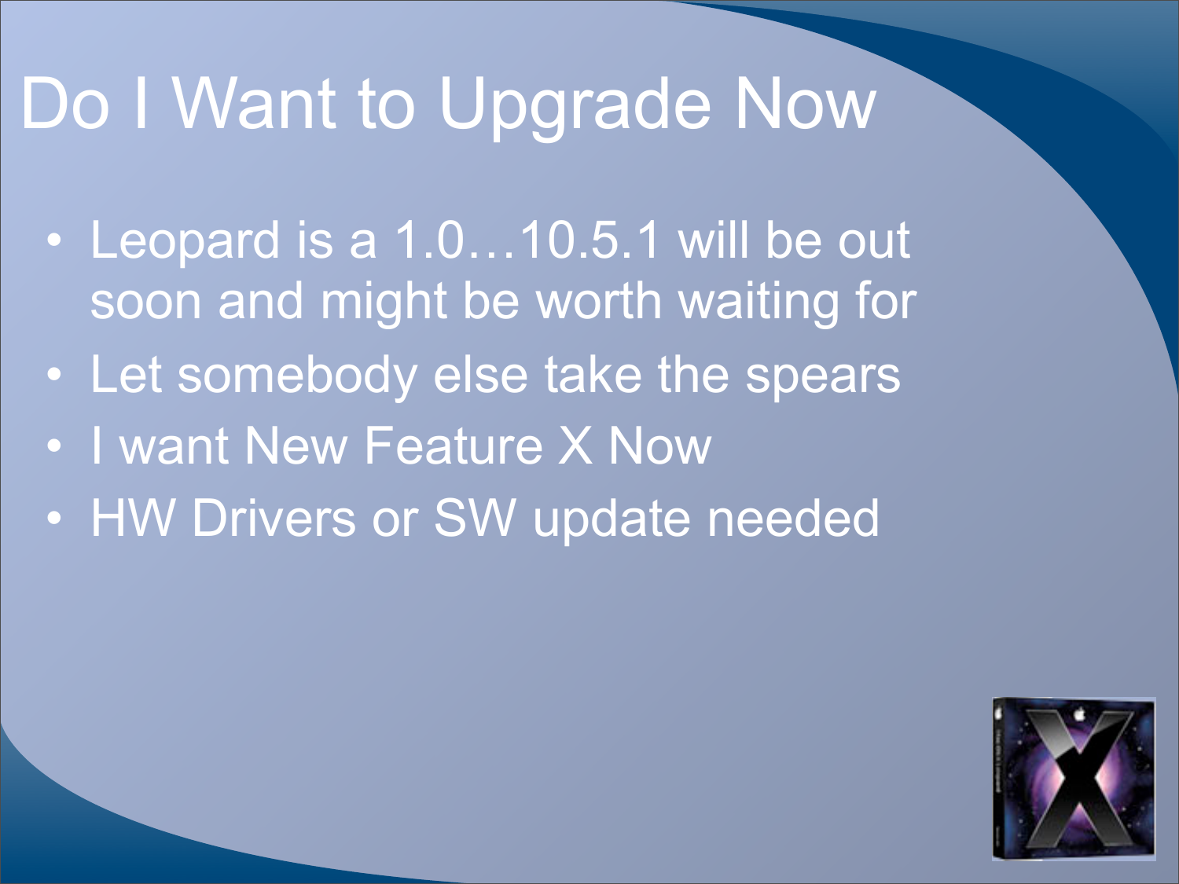# Do I Want to Upgrade Now

- Leopard is a 1.0…10.5.1 will be out soon and might be worth waiting for
- Let somebody else take the spears
- I want New Feature X Now
- HW Drivers or SW update needed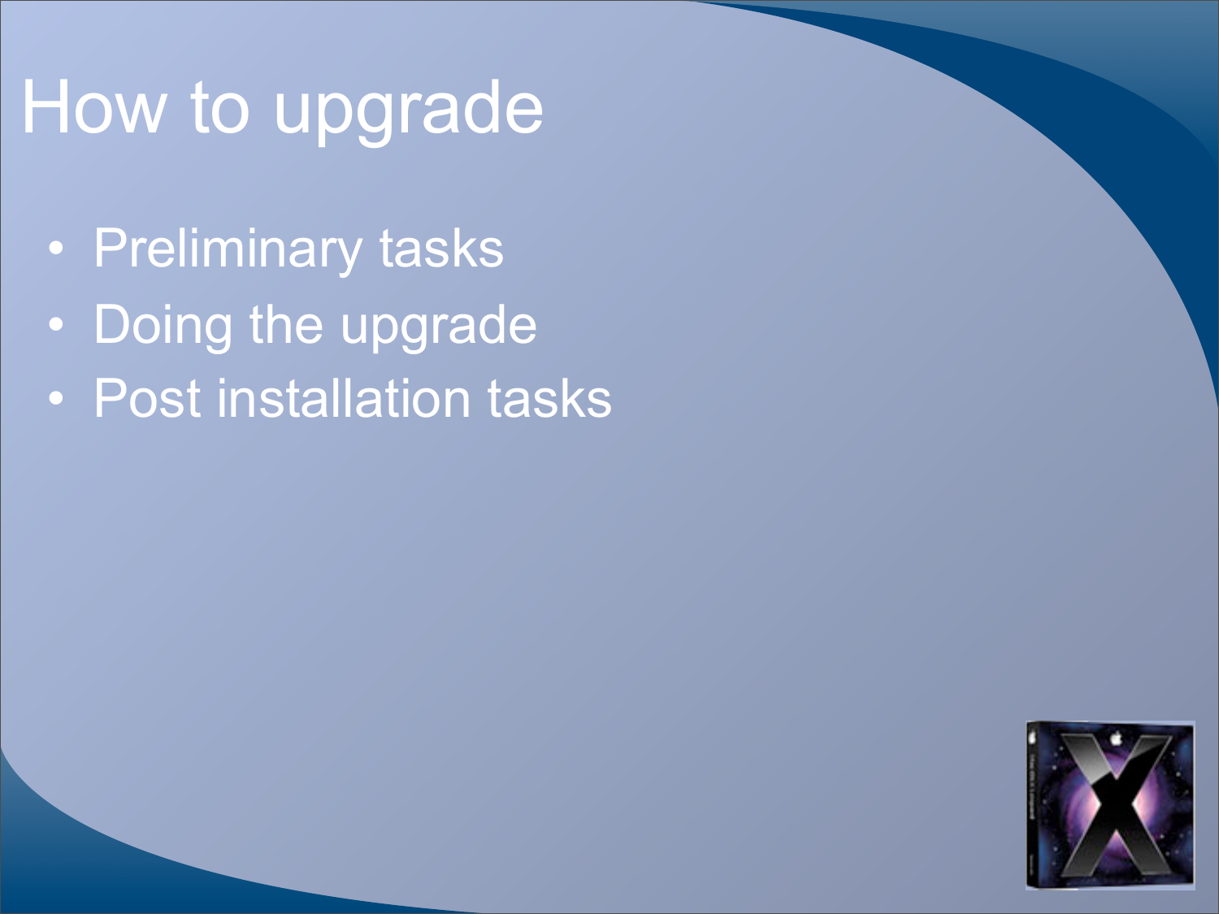# How to upgrade

- Preliminary tasks
- Doing the upgrade
- Post installation tasks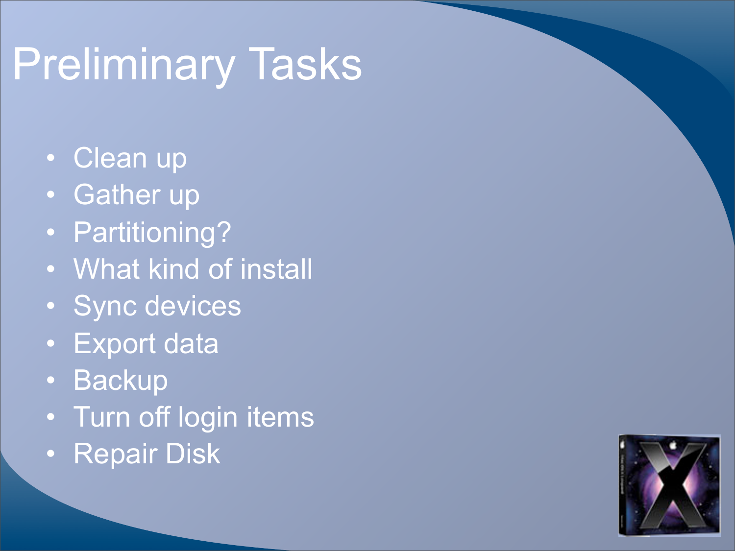# Preliminary Tasks

- Clean up
- Gather up
- Partitioning?
- What kind of install
- Sync devices
- Export data
- Backup
- Turn off login items
- Repair Disk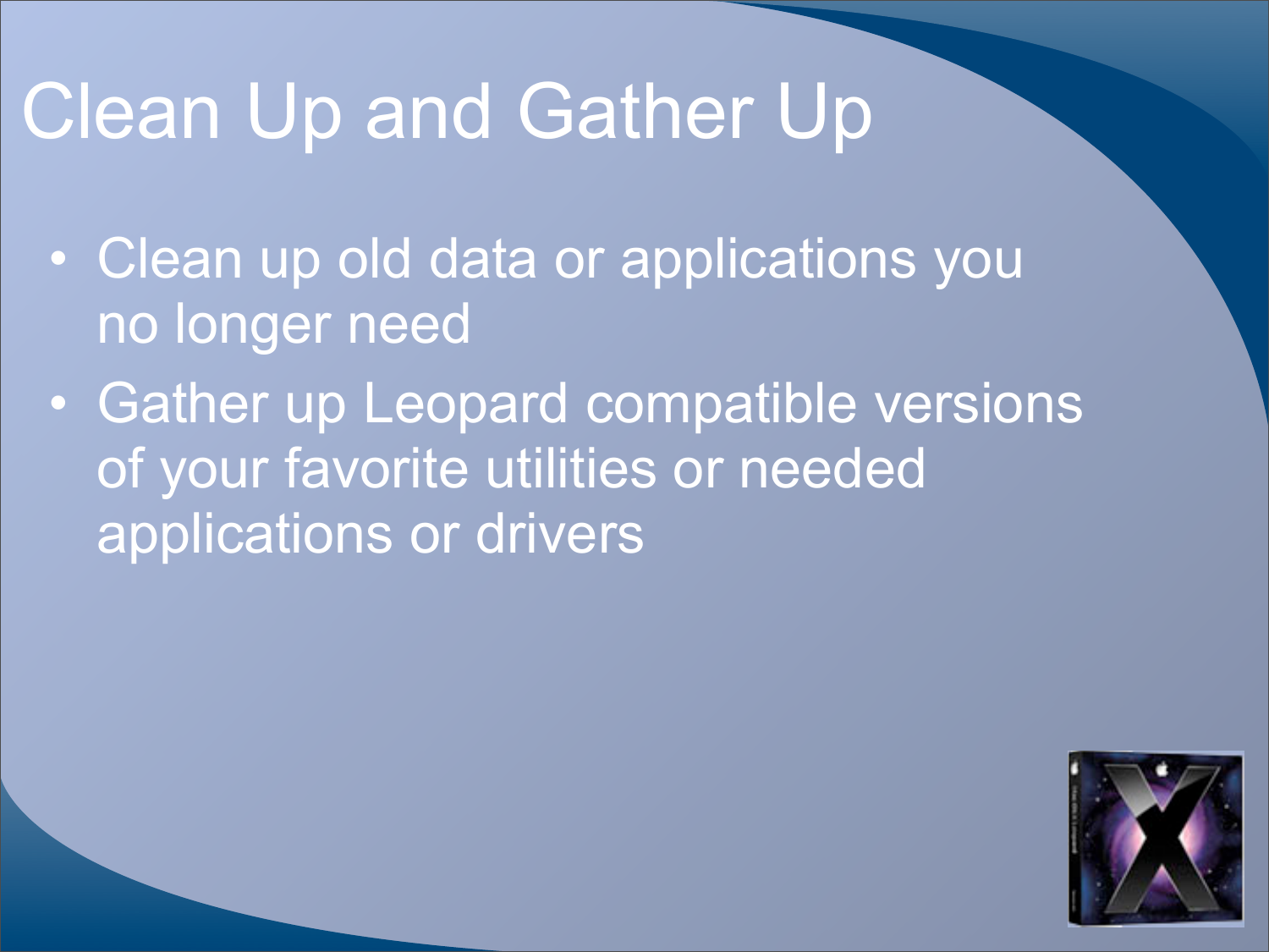# Clean Up and Gather Up

- Clean up old data or applications you no longer need
- Gather up Leopard compatible versions of your favorite utilities or needed applications or drivers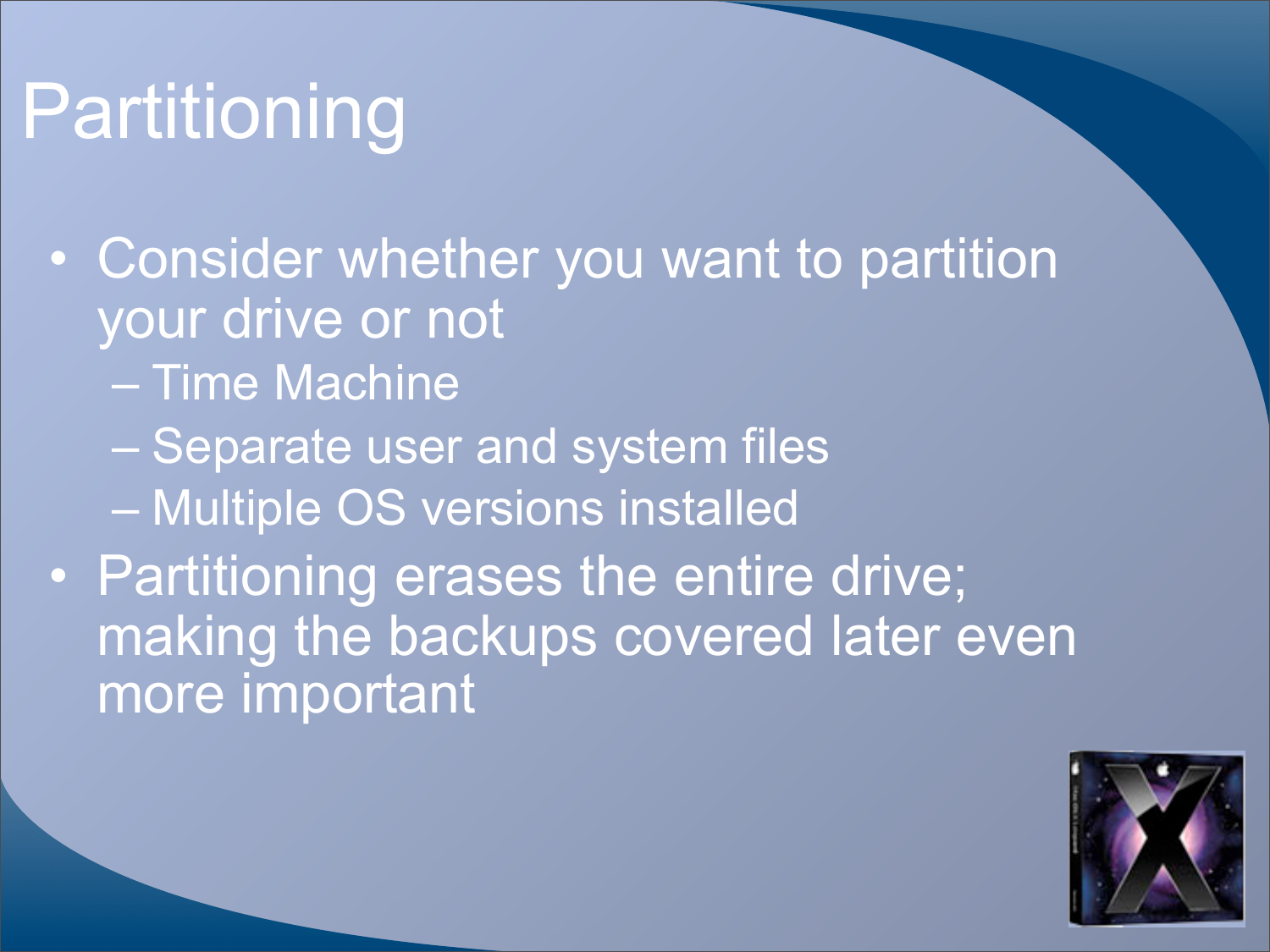# Partitioning

- Consider whether you want to partition your drive or not
  - Time Machine
  - Separate user and system files
  - Multiple OS versions installed
- Partitioning erases the entire drive; making the backups covered later even more important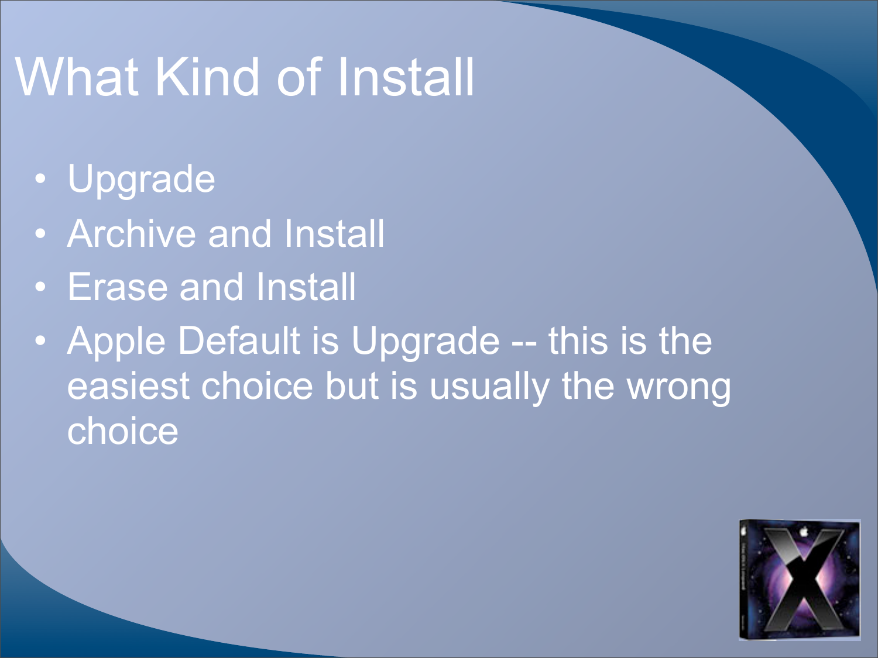# What Kind of Install

- Upgrade
- Archive and Install
- Erase and Install
- Apple Default is Upgrade -- this is the easiest choice but is usually the wrong choice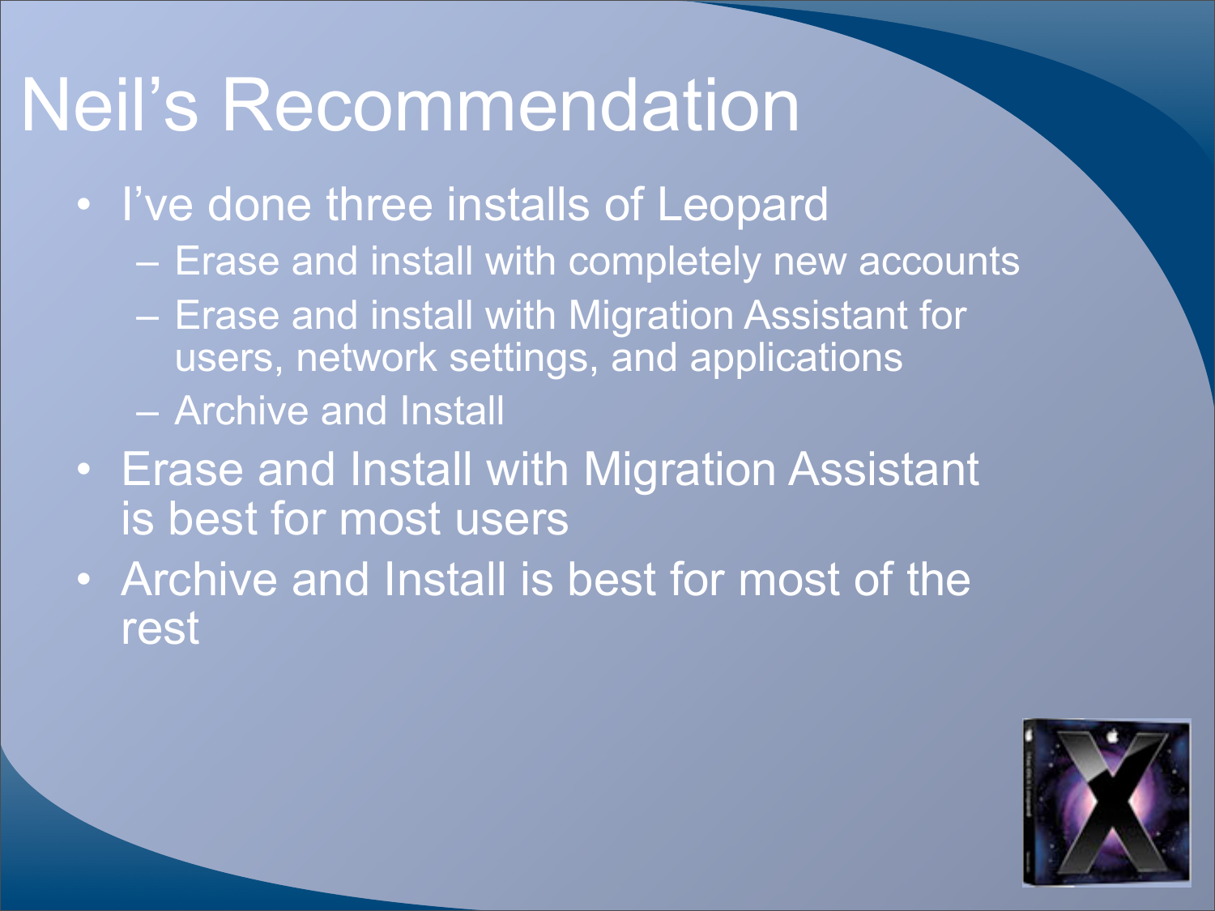# Neil's Recommendation

- I've done three installs of Leopard
  - Erase and install with completely new accounts
  - Erase and install with Migration Assistant for users, network settings, and applications
  - Archive and Install
- Erase and Install with Migration Assistant is best for most users
- Archive and Install is best for most of the rest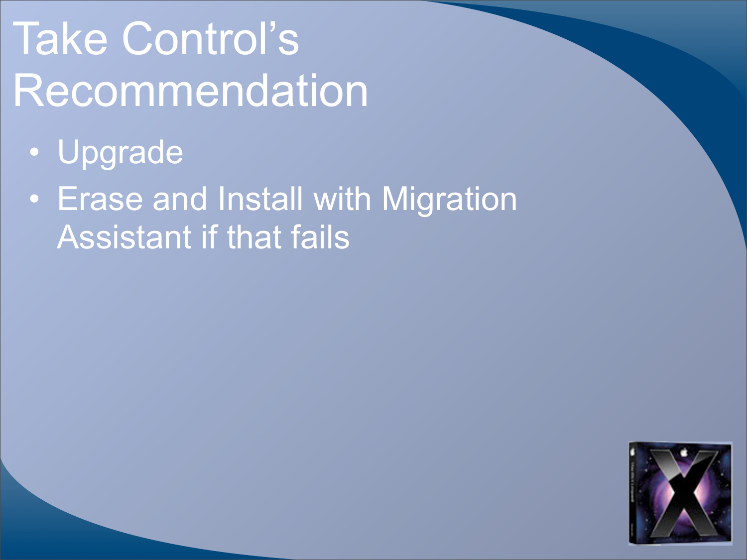# Take Control's Recommendation

- Upgrade
- Erase and Install with Migration Assistant if that fails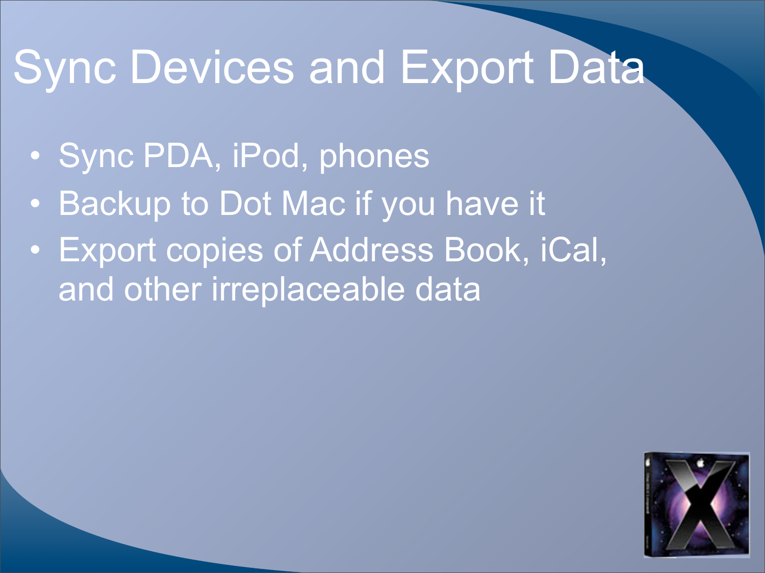# Sync Devices and Export Data

- Sync PDA, iPod, phones
- Backup to Dot Mac if you have it
- Export copies of Address Book, iCal, and other irreplaceable data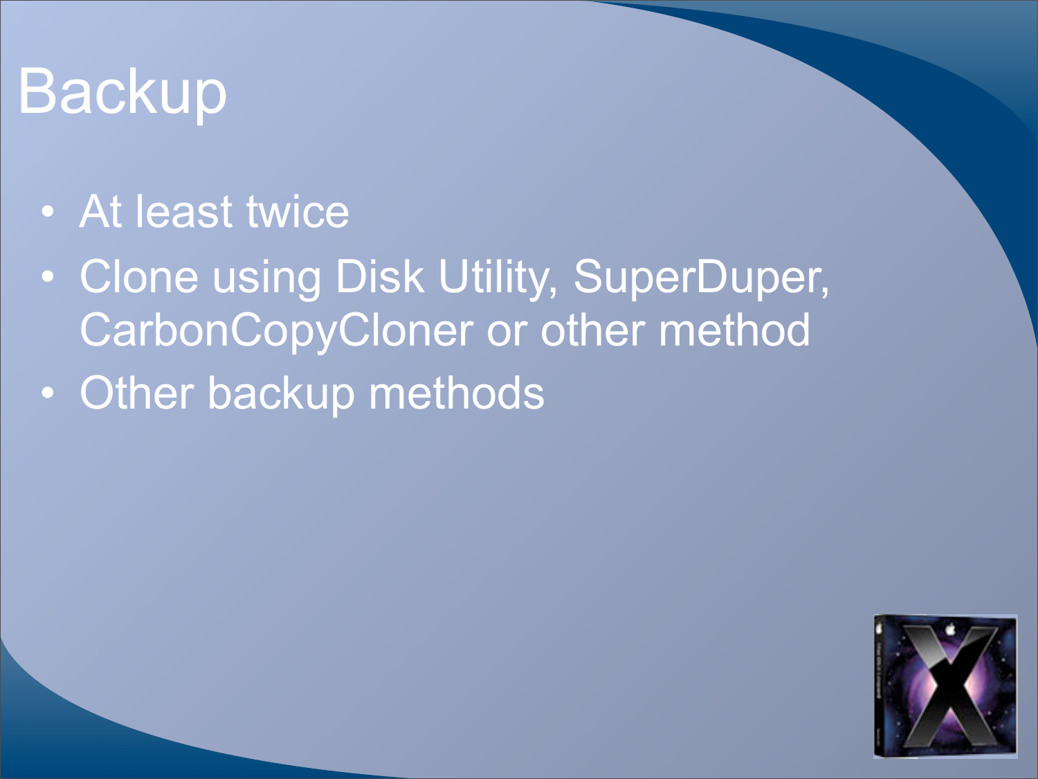# Backup

- At least twice
- Clone using Disk Utility, SuperDuper, CarbonCopyCloner or other method
- Other backup methods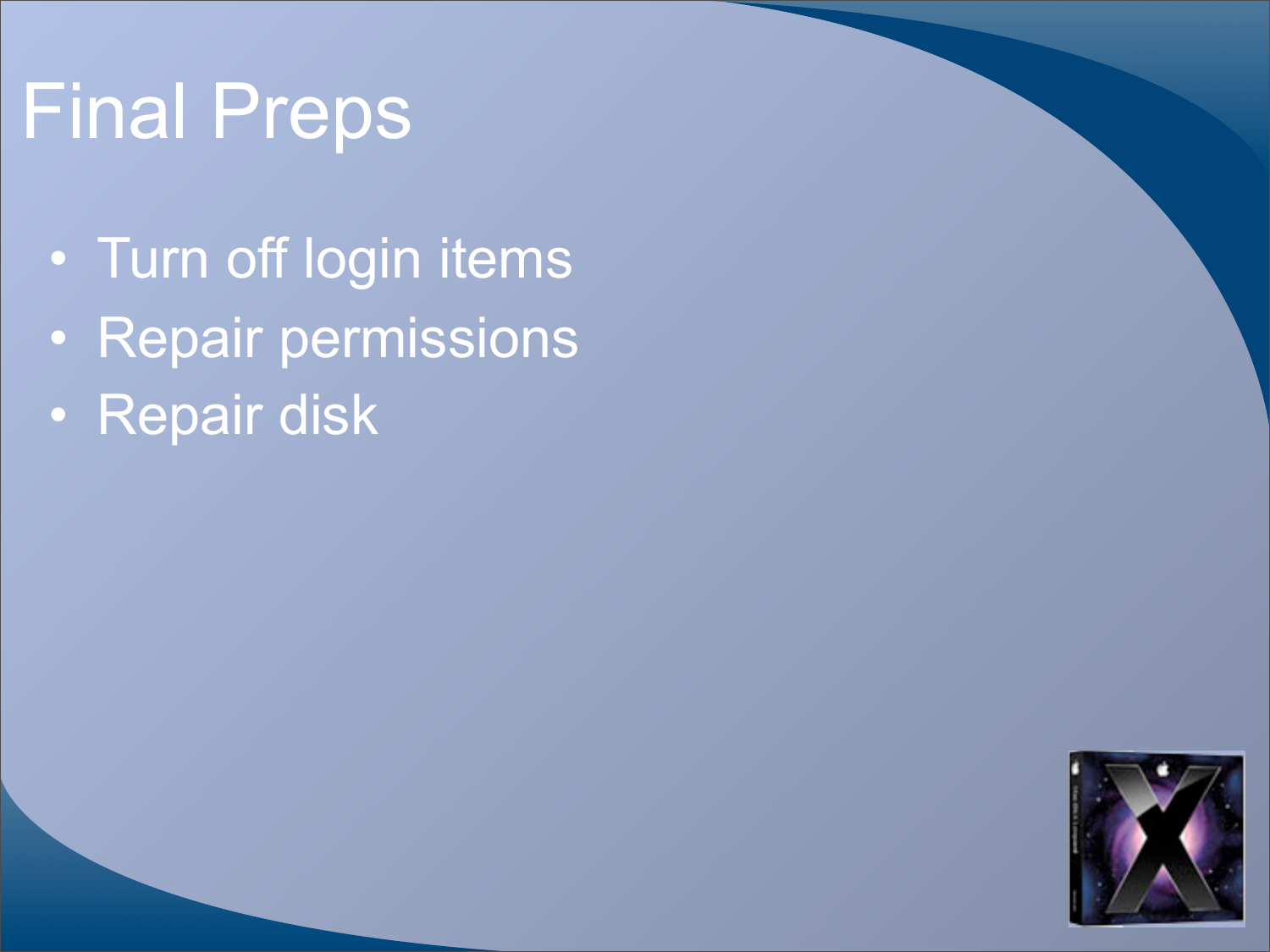# Final Preps

- Turn off login items
- Repair permissions
- Repair disk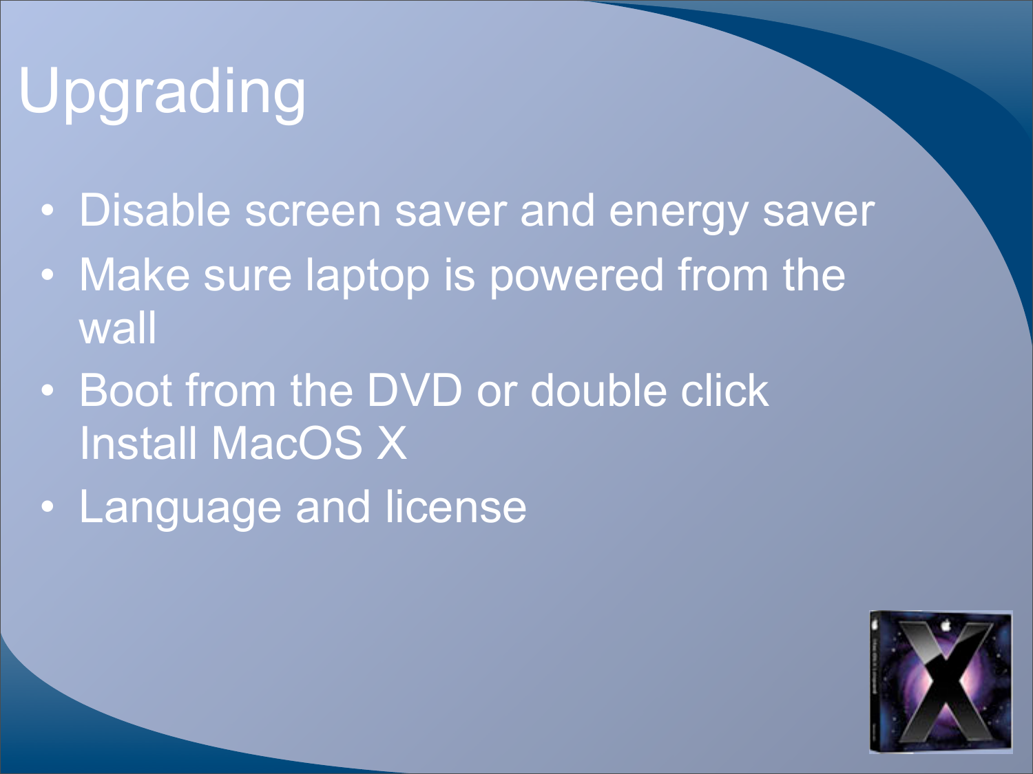# Upgrading

- Disable screen saver and energy saver
- Make sure laptop is powered from the wall
- Boot from the DVD or double click Install MacOS X
- Language and license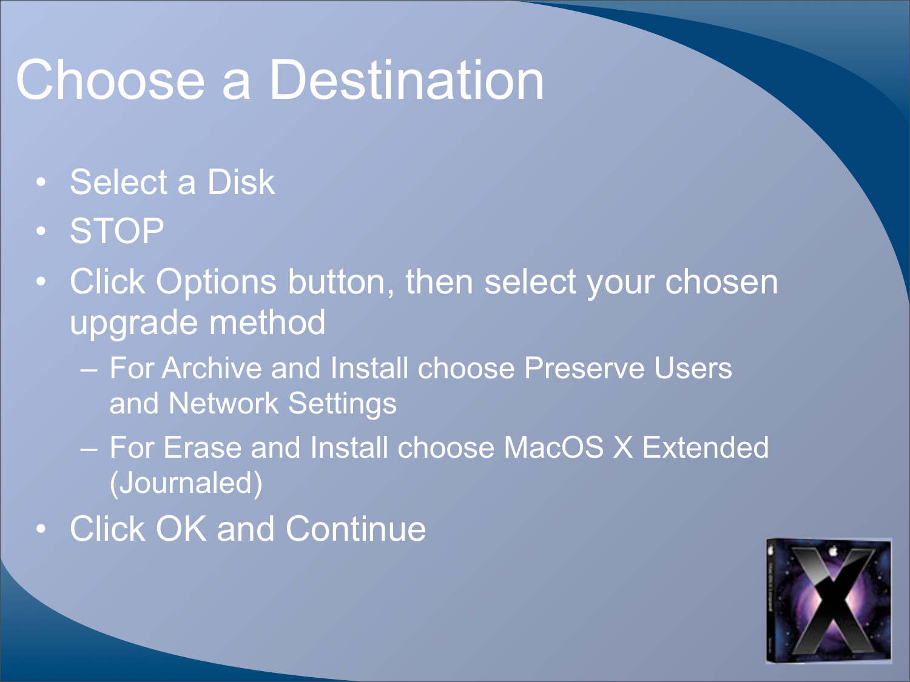# Choose a Destination

- Select a Disk
- STOP
- Click Options button, then select your chosen upgrade method
  - For Archive and Install choose Preserve Users and Network Settings
  - For Erase and Install choose MacOS X Extended (Journaled)
- Click OK and Continue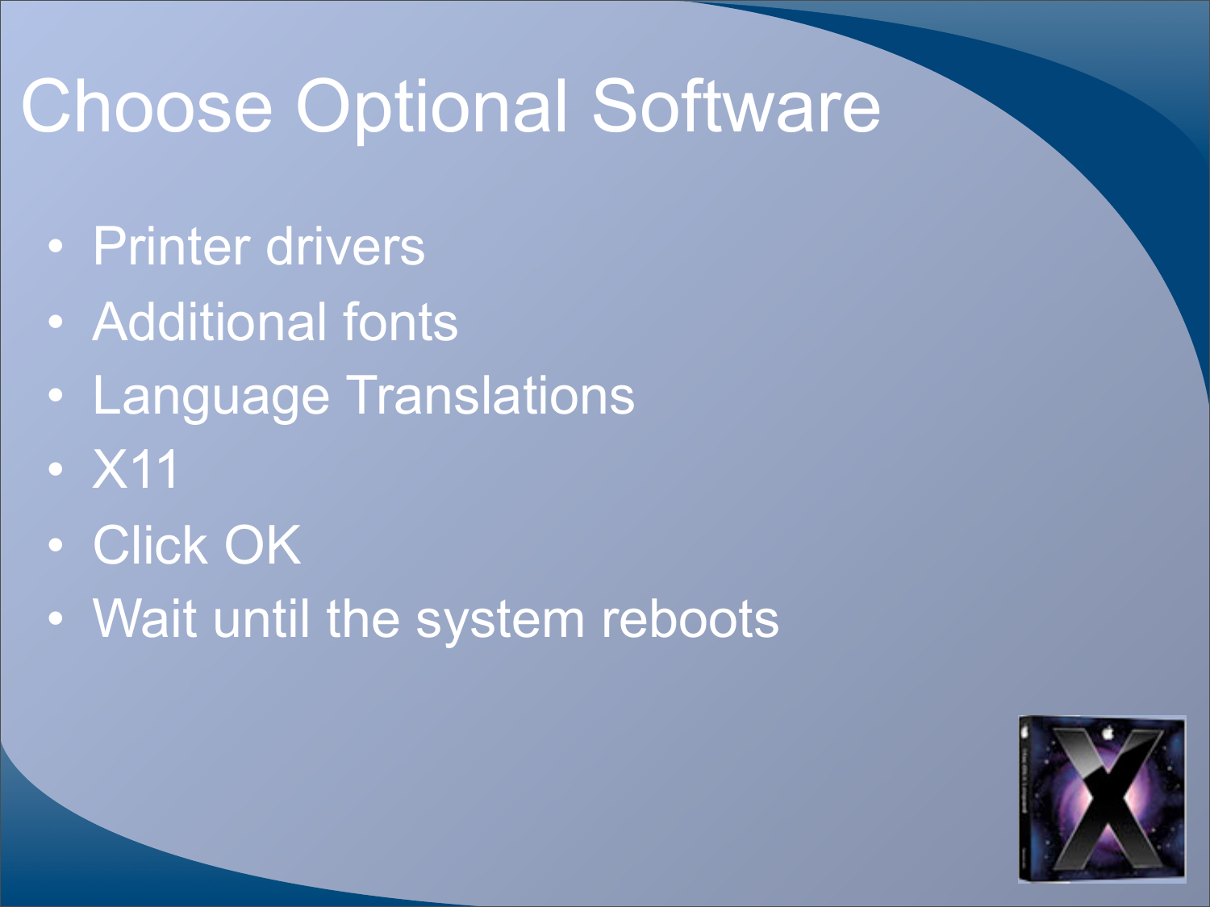# Choose Optional Software

- Printer drivers
- Additional fonts
- Language Translations
- X11
- Click OK
- Wait until the system reboots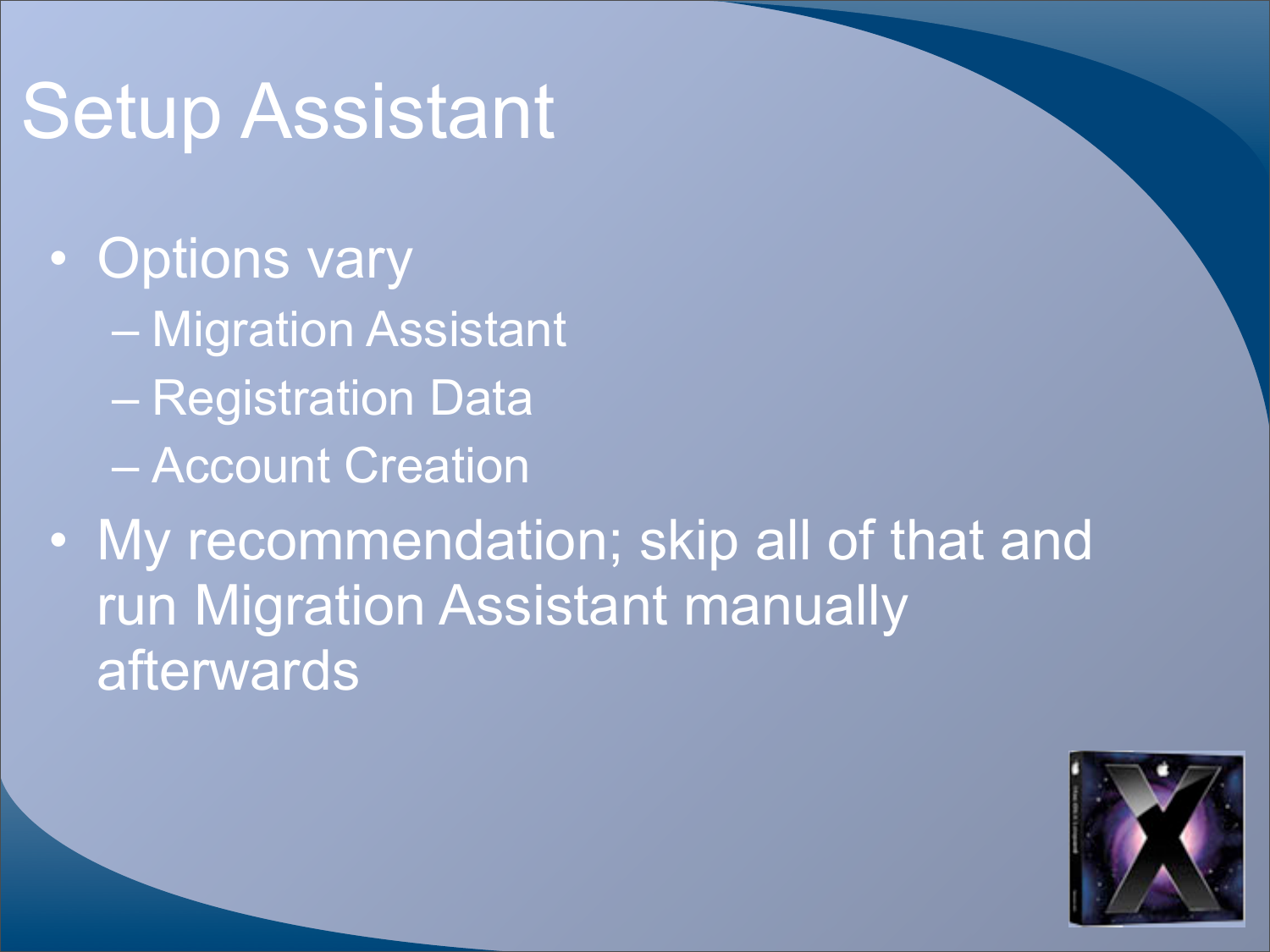# Setup Assistant

- Options vary
  - Migration Assistant
  - Registration Data
  - Account Creation
- My recommendation; skip all of that and run Migration Assistant manually afterwards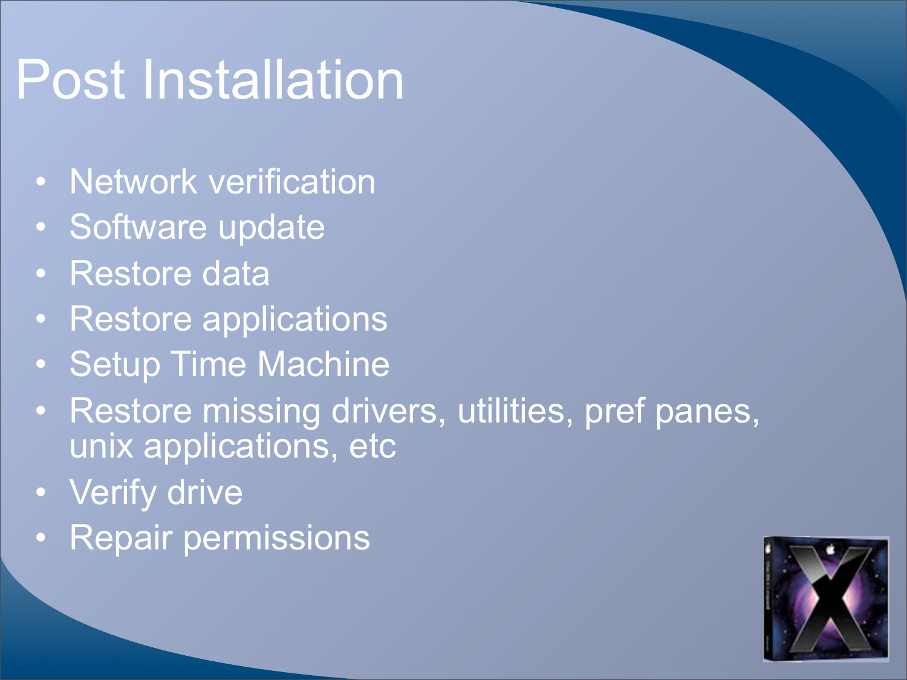# Post Installation

- Network verification
- Software update
- Restore data
- Restore applications
- Setup Time Machine
- Restore missing drivers, utilities, pref panes, unix applications, etc
- Verify drive
- Repair permissions